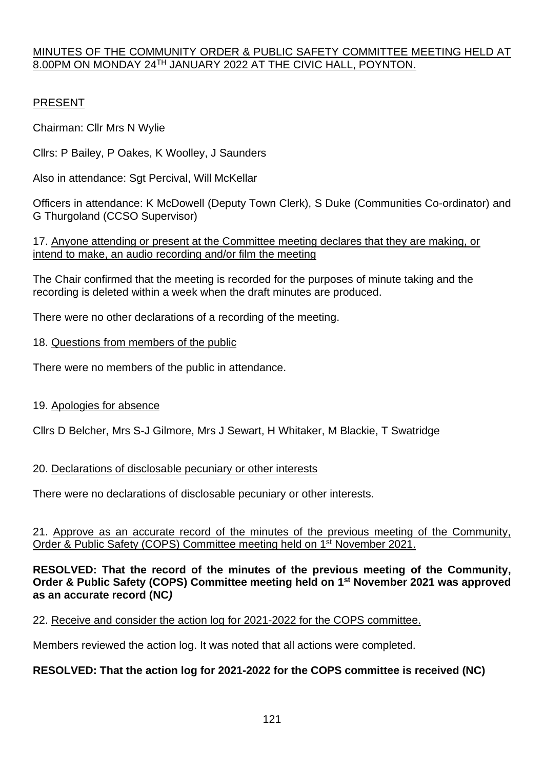# MINUTES OF THE COMMUNITY ORDER & PUBLIC SAFETY COMMITTEE MEETING HELD AT 8.00PM ON MONDAY 24TH JANUARY 2022 AT THE CIVIC HALL, POYNTON.

## PRESENT

Chairman: Cllr Mrs N Wylie

Cllrs: P Bailey, P Oakes, K Woolley, J Saunders

Also in attendance: Sgt Percival, Will McKellar

Officers in attendance: K McDowell (Deputy Town Clerk), S Duke (Communities Co-ordinator) and G Thurgoland (CCSO Supervisor)

17. Anyone attending or present at the Committee meeting declares that they are making, or intend to make, an audio recording and/or film the meeting

The Chair confirmed that the meeting is recorded for the purposes of minute taking and the recording is deleted within a week when the draft minutes are produced.

There were no other declarations of a recording of the meeting.

18. Questions from members of the public

There were no members of the public in attendance.

19. Apologies for absence

Cllrs D Belcher, Mrs S-J Gilmore, Mrs J Sewart, H Whitaker, M Blackie, T Swatridge

20. Declarations of disclosable pecuniary or other interests

There were no declarations of disclosable pecuniary or other interests.

21. Approve as an accurate record of the minutes of the previous meeting of the Community, Order & Public Safety (COPS) Committee meeting held on 1st November 2021.

**RESOLVED: That the record of the minutes of the previous meeting of the Community, Order & Public Safety (COPS) Committee meeting held on 1st November 2021 was approved as an accurate record (NC)**

22. Receive and consider the action log for 2021-2022 for the COPS committee.

Members reviewed the action log. It was noted that all actions were completed.

**RESOLVED: That the action log for 2021-2022 for the COPS committee is received (NC)**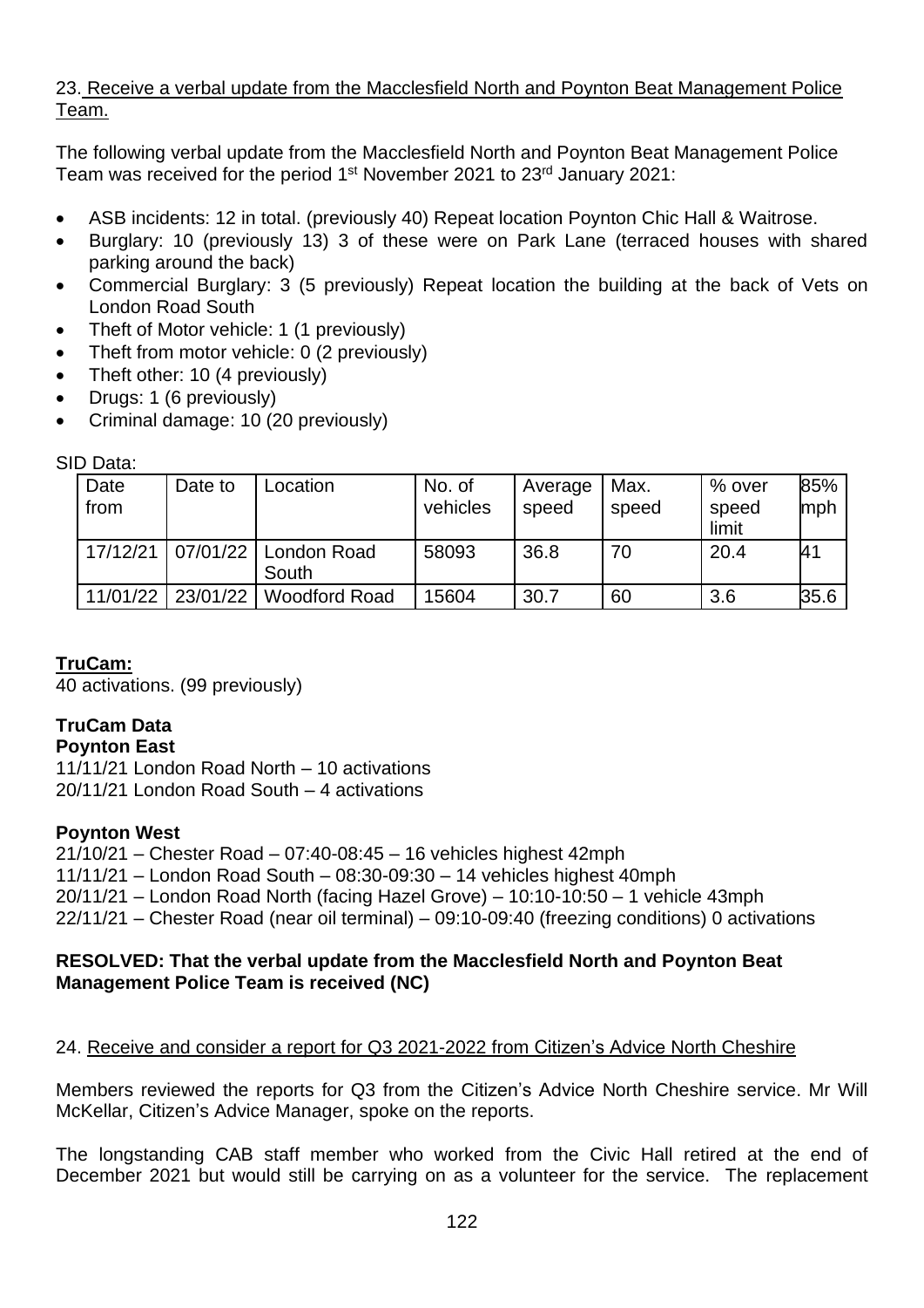23. <u>Receive a verbal update from the Macclesfield North and Poynton Beat Management Police Team.</u>

The following verbal update from the Macclesfield North and Poynton Beat Management Police Team was received for the period 1st November 2021 to 23rd January 2021:

- ASB incidents: 12 in total. (previously 40) Repeat location Poynton Chic Hall & Waitrose.
- Burglary: 10 (previously 13) 3 of these were on Park Lane (terraced houses with shared parking around the back)
- Commercial Burglary: 3 (5 previously) Repeat location the building at the back of Vets on London Road South
- Theft of Motor vehicle: 1 (1 previously)
- Theft from motor vehicle: 0 (2 previously)
- Theft other: 10 (4 previously)
- Drugs: 1 (6 previously)
- Criminal damage: 10 (20 previously)

SID Data:

| Date from | Date to | Location | No. of vehicles | Average speed | Max. speed | % over speed limit | 85% mph |
|---|---|---|---|---|---|---|---|
| 17/12/21 | 07/01/22 | London Road South | 58093 | 36.8 | 70 | 20.4 | 41 |
| 11/01/22 | 23/01/22 | Woodford Road | 15604 | 30.7 | 60 | 3.6 | 35.6 |

**<u>TruCam:</u>**
40 activations. (99 previously)

**TruCam Data**
**Poynton East**
11/11/21 London Road North – 10 activations
20/11/21 London Road South – 4 activations

**Poynton West**
21/10/21 – Chester Road – 07:40-08:45 – 16 vehicles highest 42mph
11/11/21 – London Road South – 08:30-09:30 – 14 vehicles highest 40mph
20/11/21 – London Road North (facing Hazel Grove) – 10:10-10:50 – 1 vehicle 43mph
22/11/21 – Chester Road (near oil terminal) – 09:10-09:40 (freezing conditions) 0 activations

**RESOLVED: That the verbal update from the Macclesfield North and Poynton Beat Management Police Team is received (NC)**

24. <u>Receive and consider a report for Q3 2021-2022 from Citizen's Advice North Cheshire</u>

Members reviewed the reports for Q3 from the Citizen's Advice North Cheshire service. Mr Will McKellar, Citizen's Advice Manager, spoke on the reports.

The longstanding CAB staff member who worked from the Civic Hall retired at the end of December 2021 but would still be carrying on as a volunteer for the service. The replacement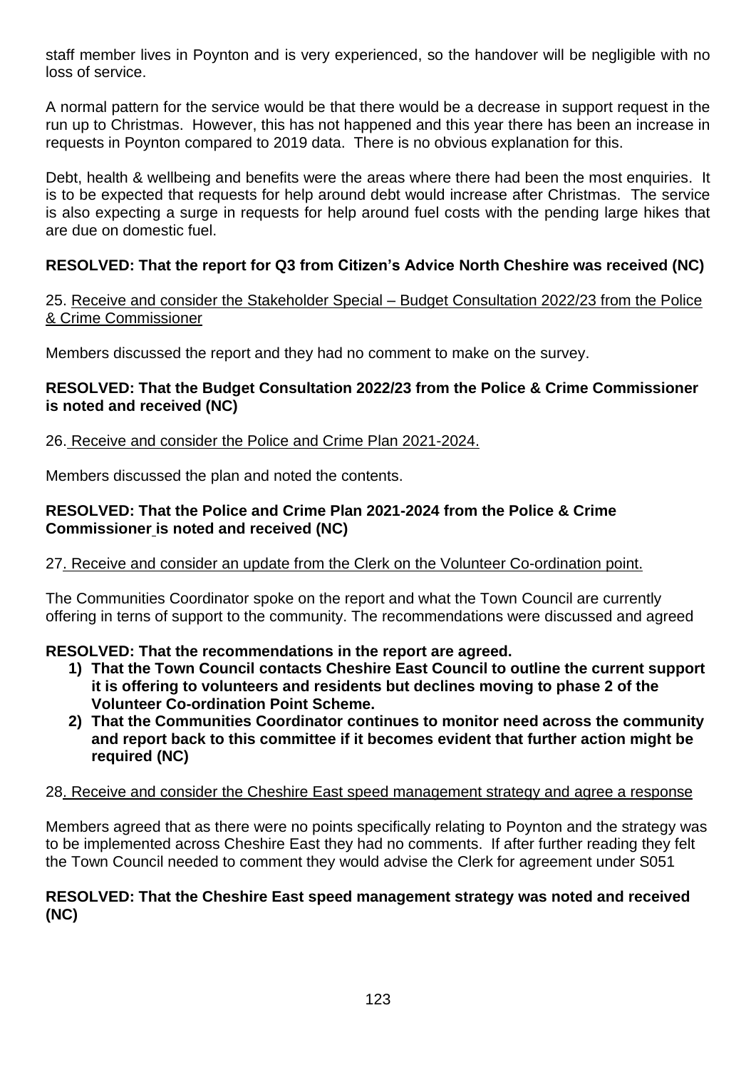staff member lives in Poynton and is very experienced, so the handover will be negligible with no loss of service.

A normal pattern for the service would be that there would be a decrease in support request in the run up to Christmas. However, this has not happened and this year there has been an increase in requests in Poynton compared to 2019 data. There is no obvious explanation for this.

Debt, health & wellbeing and benefits were the areas where there had been the most enquiries. It is to be expected that requests for help around debt would increase after Christmas. The service is also expecting a surge in requests for help around fuel costs with the pending large hikes that are due on domestic fuel.

**RESOLVED: That the report for Q3 from Citizen's Advice North Cheshire was received (NC)**

25. Receive and consider the Stakeholder Special – Budget Consultation 2022/23 from the Police & Crime Commissioner

Members discussed the report and they had no comment to make on the survey.

**RESOLVED: That the Budget Consultation 2022/23 from the Police & Crime Commissioner is noted and received (NC)**

26. Receive and consider the Police and Crime Plan 2021-2024.

Members discussed the plan and noted the contents.

**RESOLVED: That the Police and Crime Plan 2021-2024 from the Police & Crime Commissioner is noted and received (NC)**

27. Receive and consider an update from the Clerk on the Volunteer Co-ordination point.

The Communities Coordinator spoke on the report and what the Town Council are currently offering in terns of support to the community. The recommendations were discussed and agreed

**RESOLVED: That the recommendations in the report are agreed.**

1) **That the Town Council contacts Cheshire East Council to outline the current support it is offering to volunteers and residents but declines moving to phase 2 of the Volunteer Co-ordination Point Scheme.**
2) **That the Communities Coordinator continues to monitor need across the community and report back to this committee if it becomes evident that further action might be required (NC)**

28. Receive and consider the Cheshire East speed management strategy and agree a response

Members agreed that as there were no points specifically relating to Poynton and the strategy was to be implemented across Cheshire East they had no comments. If after further reading they felt the Town Council needed to comment they would advise the Clerk for agreement under S051

**RESOLVED: That the Cheshire East speed management strategy was noted and received (NC)**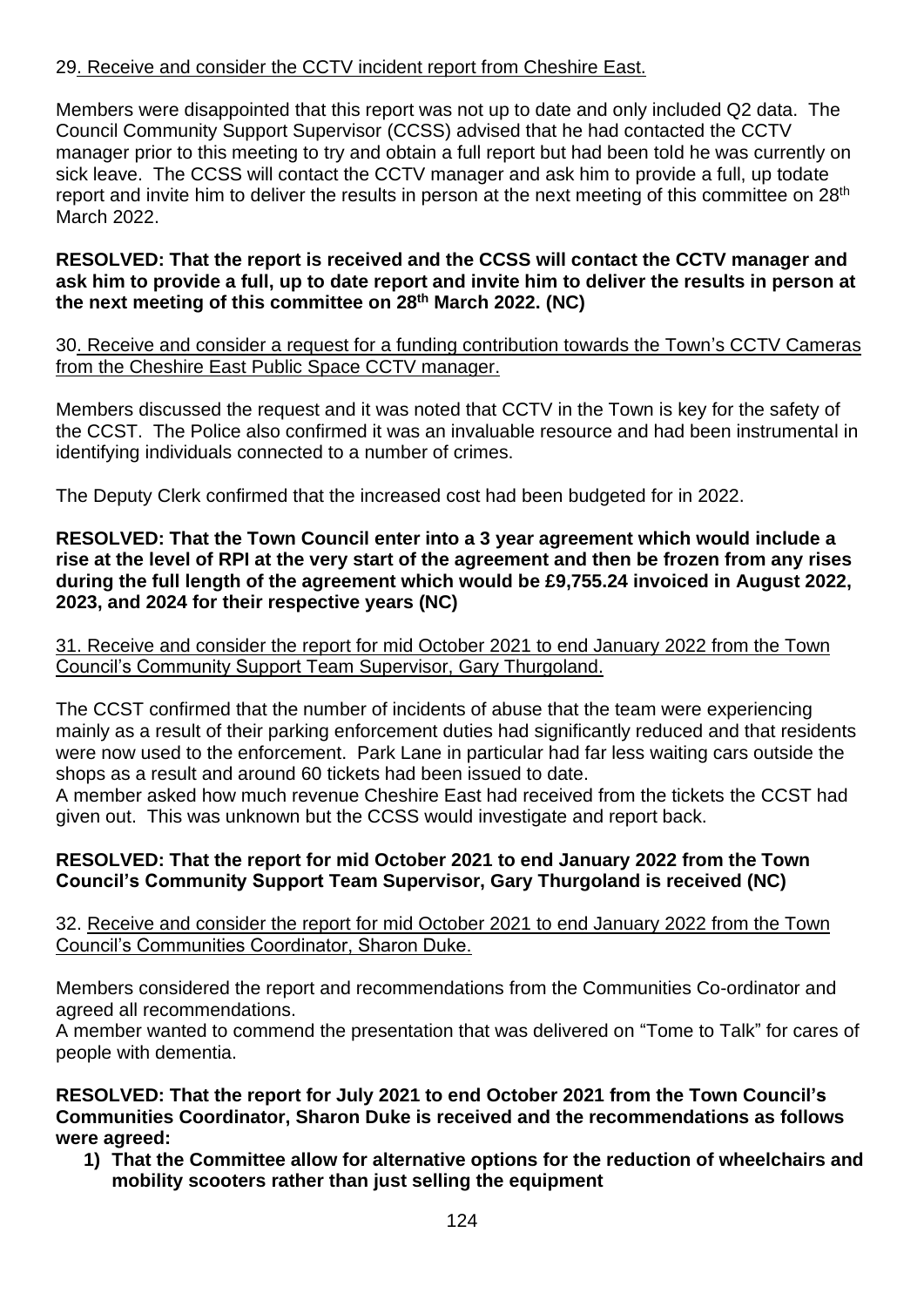29. Receive and consider the CCTV incident report from Cheshire East.

Members were disappointed that this report was not up to date and only included Q2 data. The Council Community Support Supervisor (CCSS) advised that he had contacted the CCTV manager prior to this meeting to try and obtain a full report but had been told he was currently on sick leave. The CCSS will contact the CCTV manager and ask him to provide a full, up todate report and invite him to deliver the results in person at the next meeting of this committee on 28th March 2022.

**RESOLVED: That the report is received and the CCSS will contact the CCTV manager and ask him to provide a full, up to date report and invite him to deliver the results in person at the next meeting of this committee on 28th March 2022. (NC)**

30. Receive and consider a request for a funding contribution towards the Town's CCTV Cameras from the Cheshire East Public Space CCTV manager.

Members discussed the request and it was noted that CCTV in the Town is key for the safety of the CCST. The Police also confirmed it was an invaluable resource and had been instrumental in identifying individuals connected to a number of crimes.

The Deputy Clerk confirmed that the increased cost had been budgeted for in 2022.

**RESOLVED: That the Town Council enter into a 3 year agreement which would include a rise at the level of RPI at the very start of the agreement and then be frozen from any rises during the full length of the agreement which would be £9,755.24 invoiced in August 2022, 2023, and 2024 for their respective years (NC)**

31. Receive and consider the report for mid October 2021 to end January 2022 from the Town Council's Community Support Team Supervisor, Gary Thurgoland.

The CCST confirmed that the number of incidents of abuse that the team were experiencing mainly as a result of their parking enforcement duties had significantly reduced and that residents were now used to the enforcement. Park Lane in particular had far less waiting cars outside the shops as a result and around 60 tickets had been issued to date.
A member asked how much revenue Cheshire East had received from the tickets the CCST had given out. This was unknown but the CCSS would investigate and report back.

**RESOLVED: That the report for mid October 2021 to end January 2022 from the Town Council's Community Support Team Supervisor, Gary Thurgoland is received (NC)**

32. Receive and consider the report for mid October 2021 to end January 2022 from the Town Council's Communities Coordinator, Sharon Duke.

Members considered the report and recommendations from the Communities Co-ordinator and agreed all recommendations.
A member wanted to commend the presentation that was delivered on "Tome to Talk" for cares of people with dementia.

**RESOLVED: That the report for July 2021 to end October 2021 from the Town Council's Communities Coordinator, Sharon Duke is received and the recommendations as follows were agreed:**

1) **That the Committee allow for alternative options for the reduction of wheelchairs and mobility scooters rather than just selling the equipment**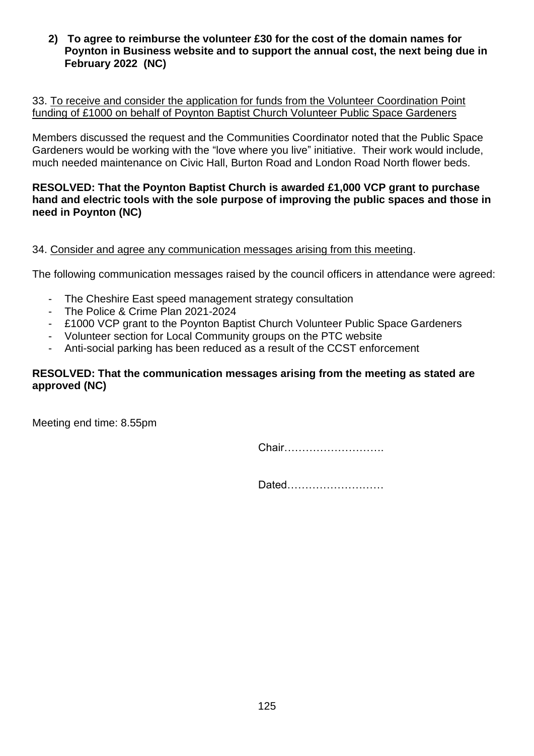**2) To agree to reimburse the volunteer £30 for the cost of the domain names for Poynton in Business website and to support the annual cost, the next being due in February 2022 (NC)**

33. To receive and consider the application for funds from the Volunteer Coordination Point funding of £1000 on behalf of Poynton Baptist Church Volunteer Public Space Gardeners

Members discussed the request and the Communities Coordinator noted that the Public Space Gardeners would be working with the "love where you live" initiative. Their work would include, much needed maintenance on Civic Hall, Burton Road and London Road North flower beds.

**RESOLVED: That the Poynton Baptist Church is awarded £1,000 VCP grant to purchase hand and electric tools with the sole purpose of improving the public spaces and those in need in Poynton (NC)**

34. Consider and agree any communication messages arising from this meeting.

The following communication messages raised by the council officers in attendance were agreed:

- The Cheshire East speed management strategy consultation
- The Police & Crime Plan 2021-2024
- £1000 VCP grant to the Poynton Baptist Church Volunteer Public Space Gardeners
- Volunteer section for Local Community groups on the PTC website
- Anti-social parking has been reduced as a result of the CCST enforcement

**RESOLVED: That the communication messages arising from the meeting as stated are approved (NC)**

Meeting end time: 8.55pm

Chair……………………….

Dated………………….……